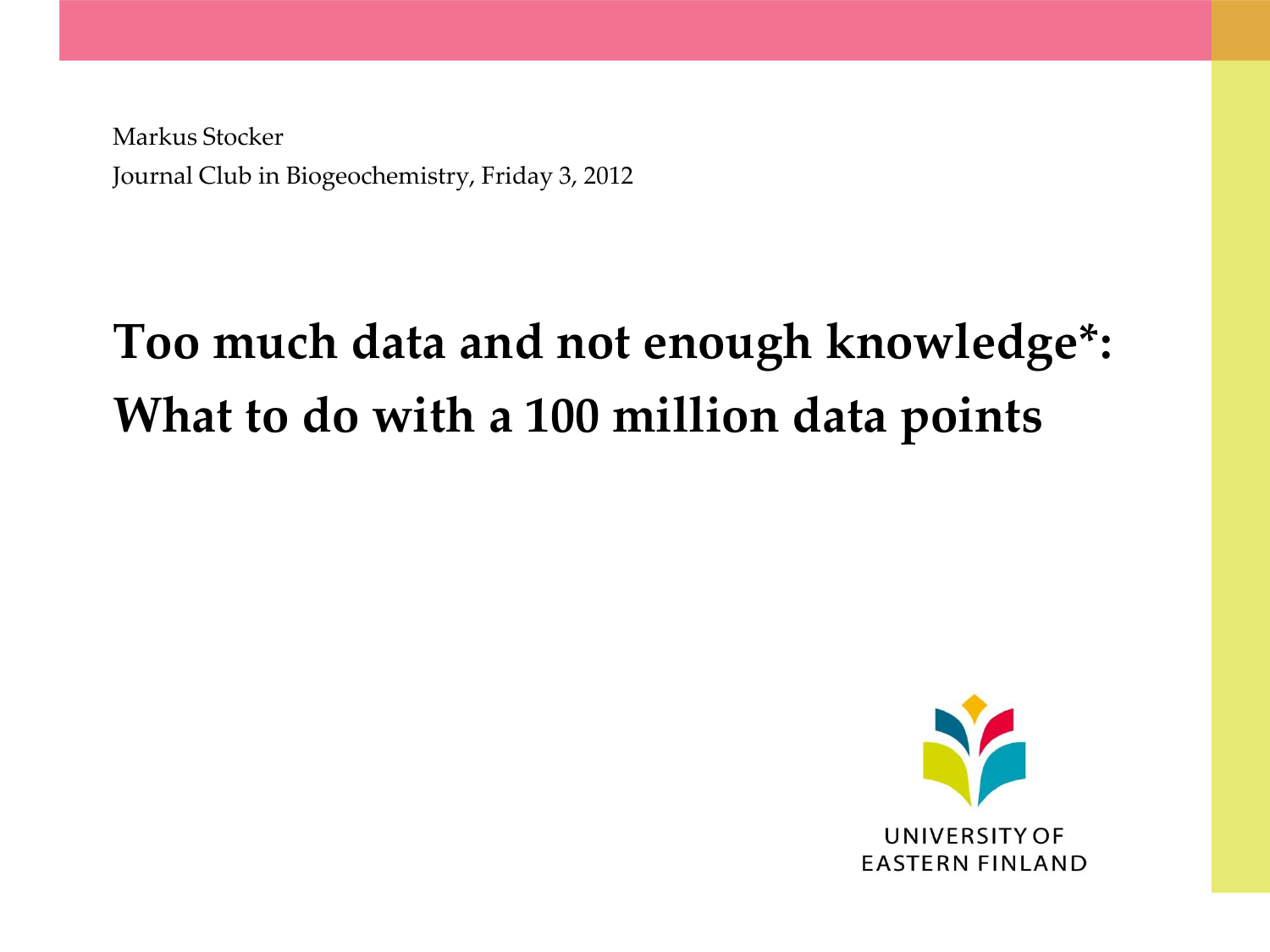Markus Stocker

Journal Club in Biogeochemistry, Friday 3, 2012

# Too much data and not enough knowledge*: What to do with a 100 million data points

UNIVERSITY OF EASTERN FINLAND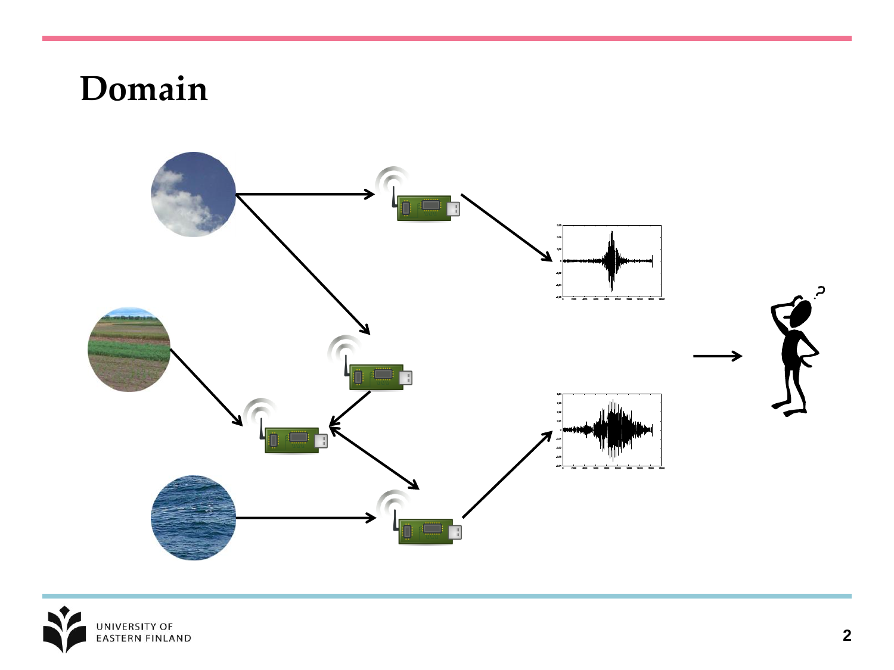# Domain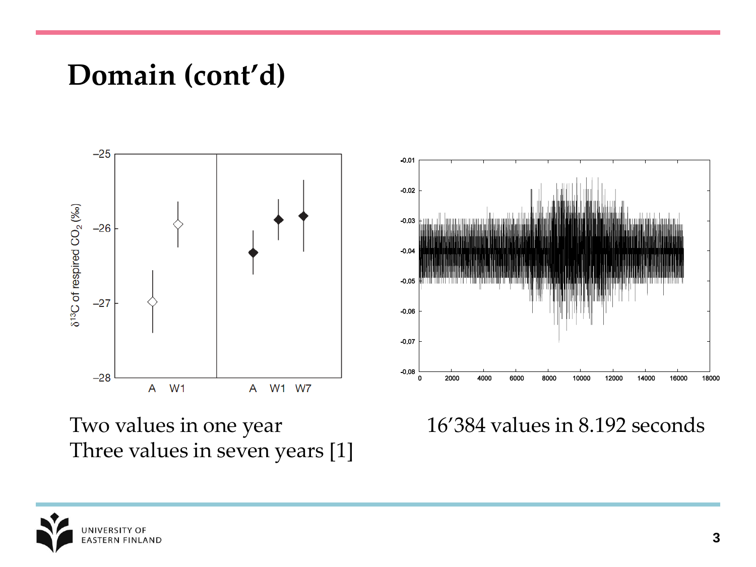# Domain (cont'd)

Two values in one year
Three values in seven years [1]

16'384 values in 8.192 seconds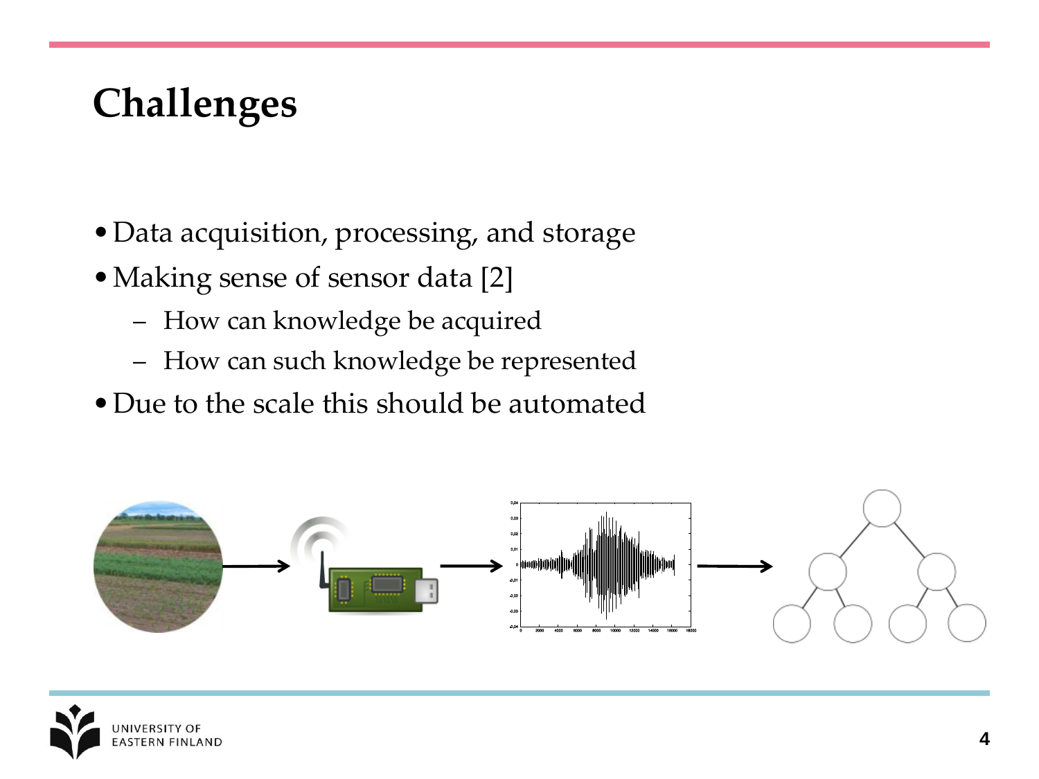# Challenges

- Data acquisition, processing, and storage
- Making sense of sensor data [2]
  - How can knowledge be acquired
  - How can such knowledge be represented
- Due to the scale this should be automated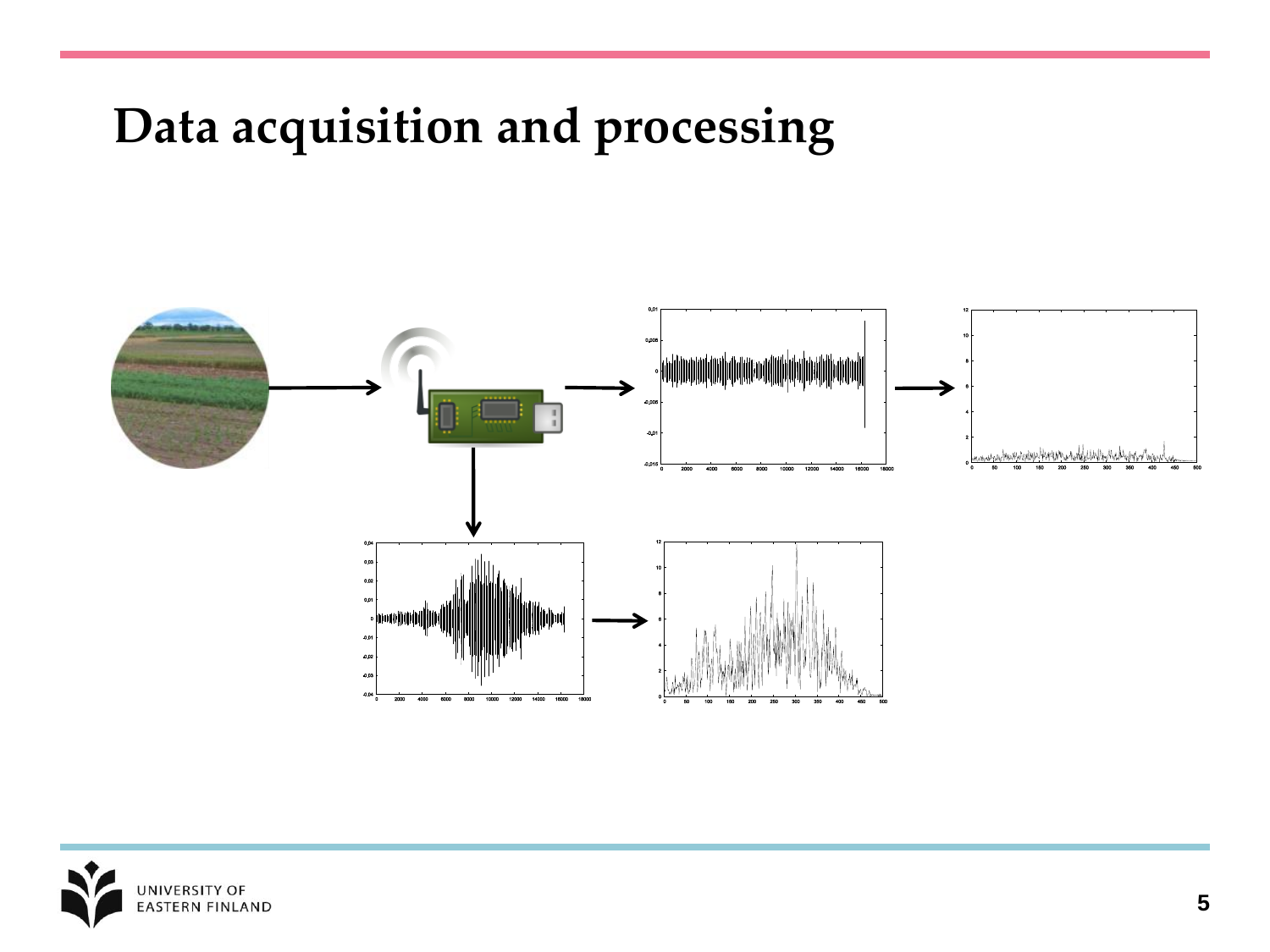# Data acquisition and processing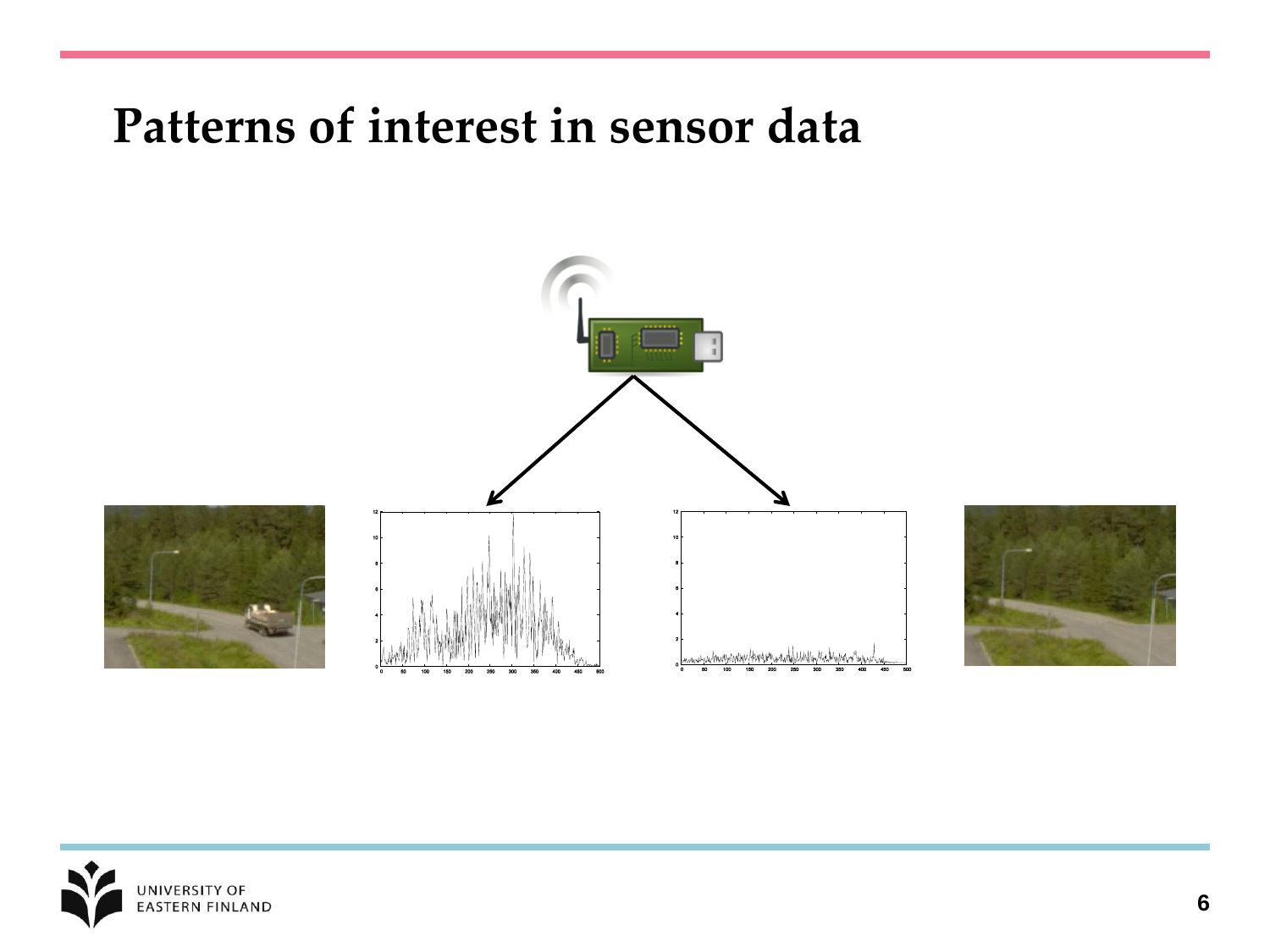# Patterns of interest in sensor data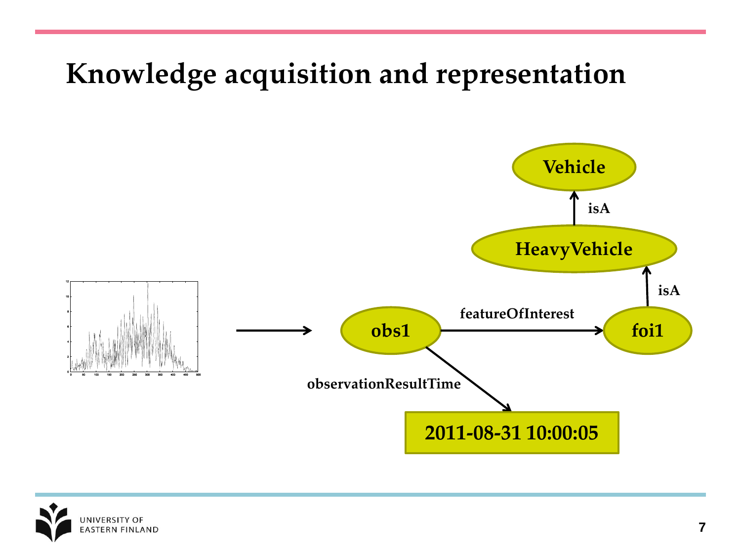# Knowledge acquisition and representation

Vehicle

isA

HeavyVehicle

isA

obs1 — featureOfInterest → foi1

observationResultTime

2011-08-31 10:00:05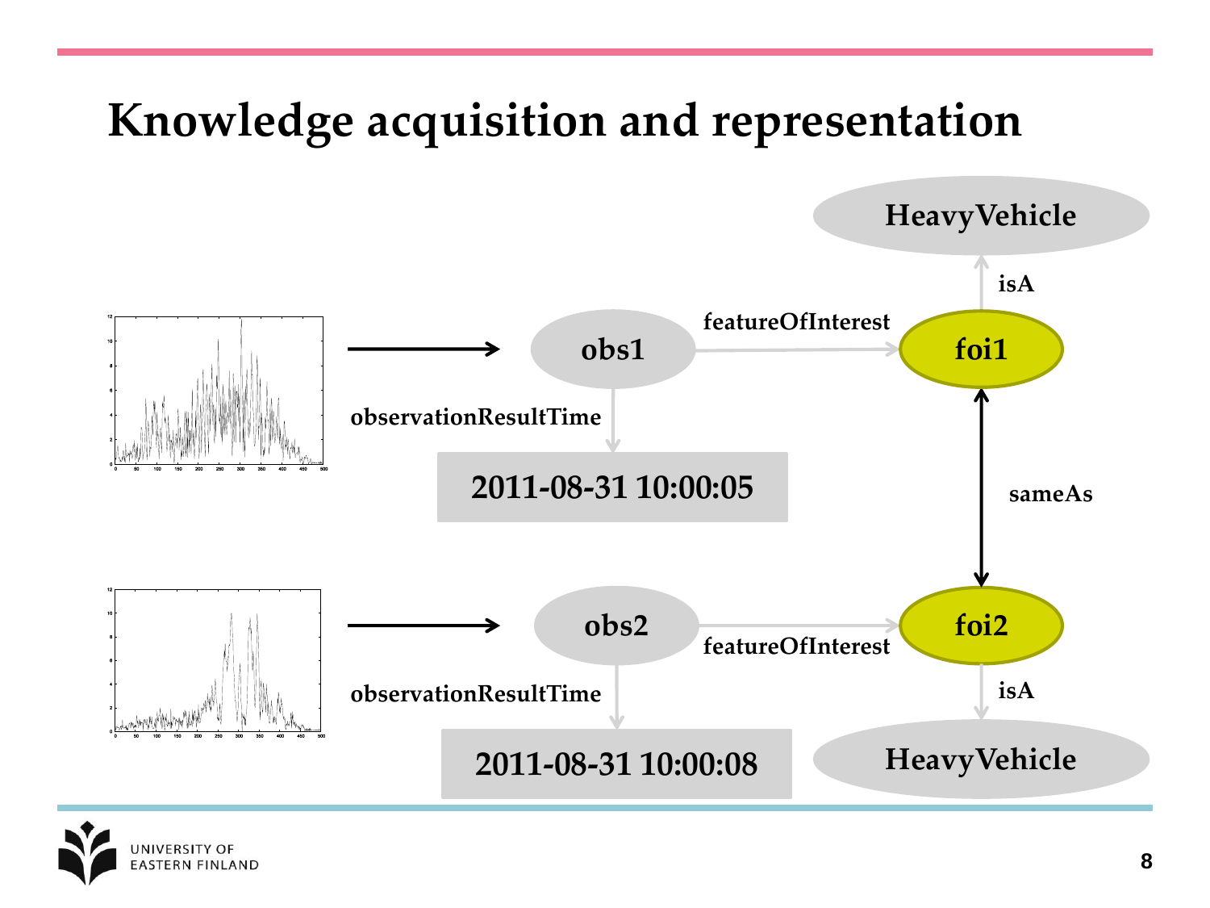# Knowledge acquisition and representation

HeavyVehicle

isA

featureOfInterest

obs1 → foi1

observationResultTime

2011-08-31 10:00:05

sameAs

obs2 → foi2

featureOfInterest

observationResultTime

isA

2011-08-31 10:00:08

HeavyVehicle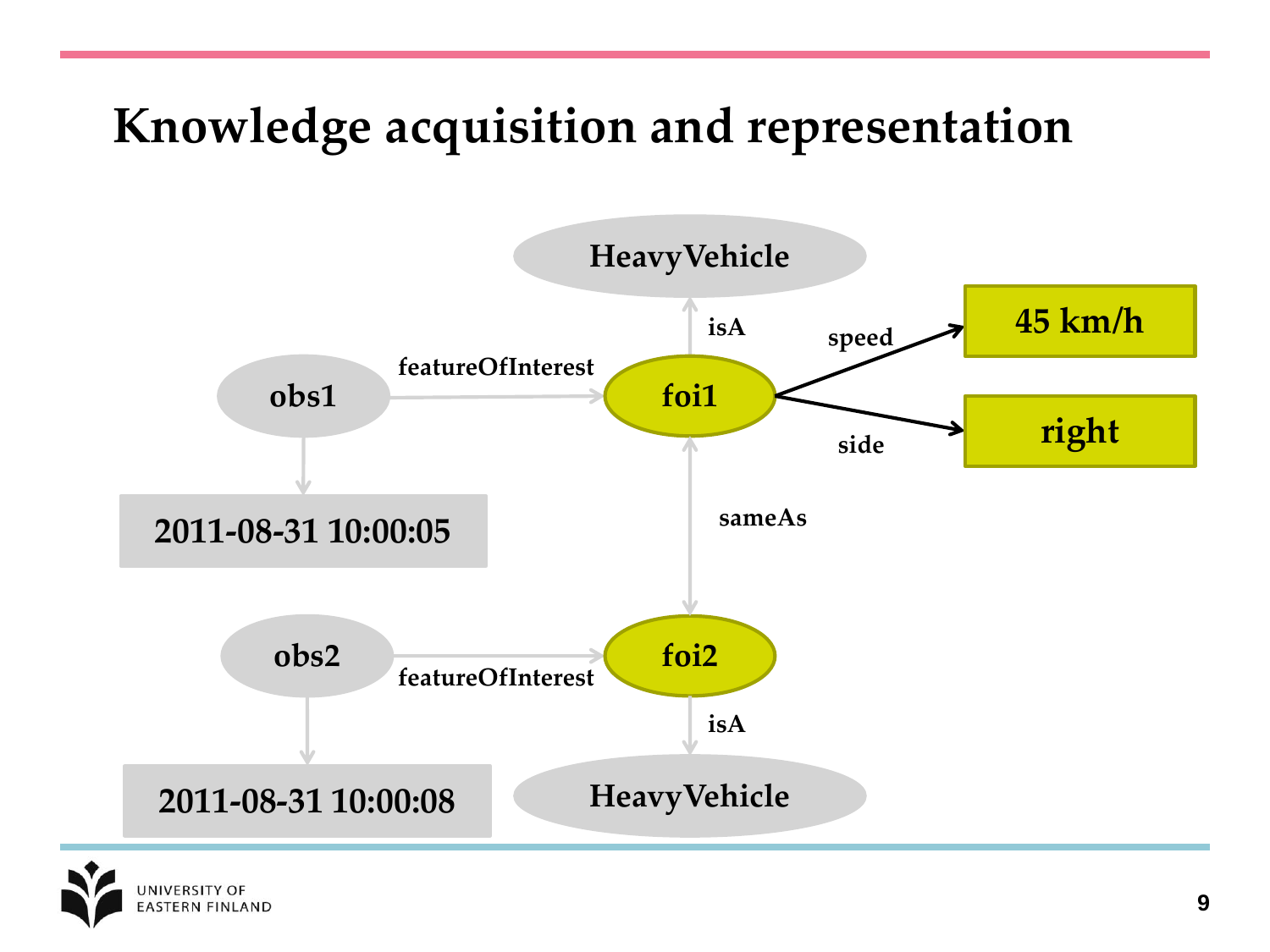# Knowledge acquisition and representation

HeavyVehicle

isA

speed

45 km/h

obs1

featureOfInterest

foi1

right

side

2011-08-31 10:00:05

sameAs

obs2

foi2

featureOfInterest

isA

2011-08-31 10:00:08

HeavyVehicle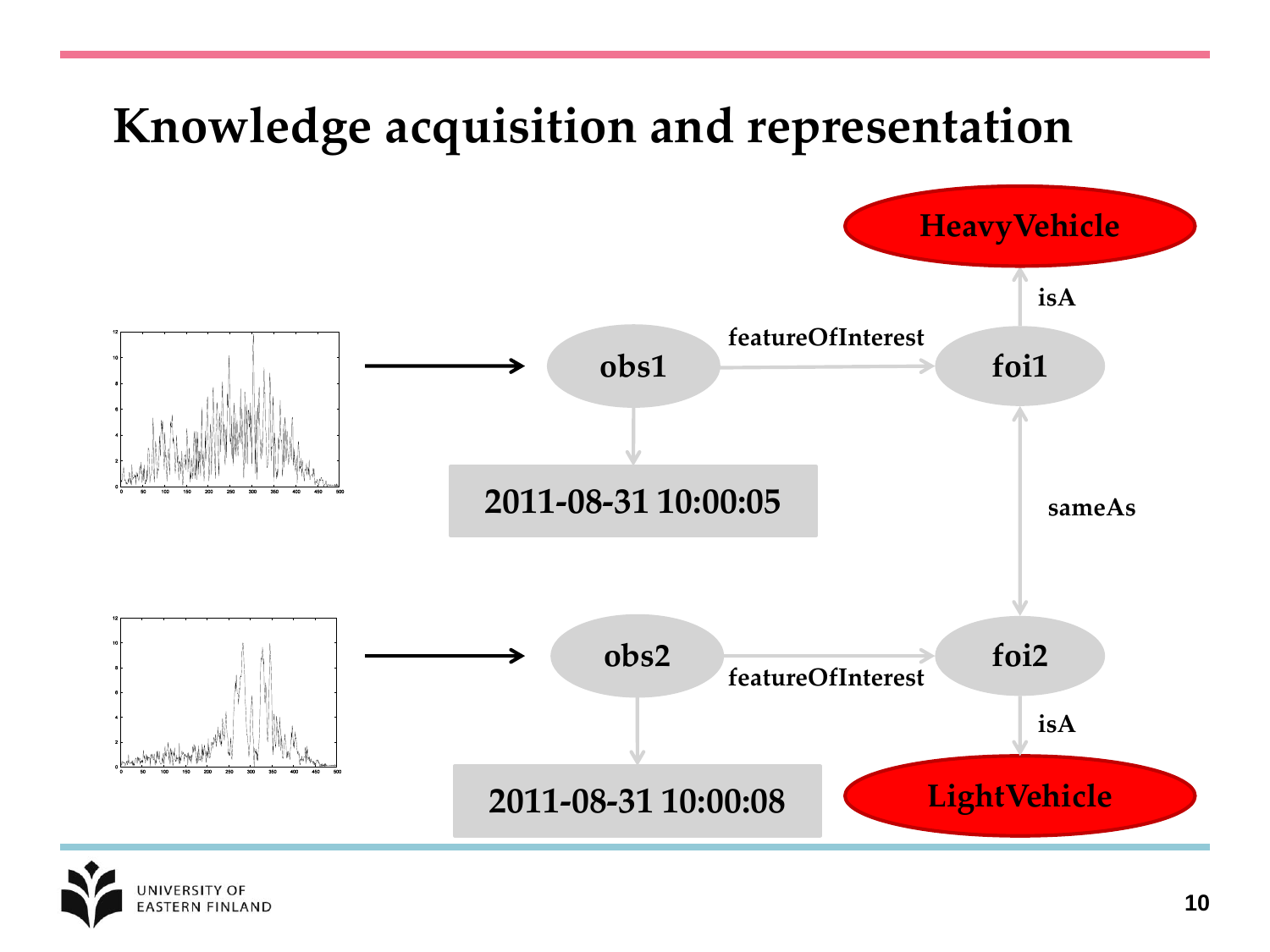# Knowledge acquisition and representation

obs1 —featureOfInterest→ foi1

foi1 —isA→ HeavyVehicle

obs1 → 2011-08-31 10:00:05

foi1 ←sameAs→ foi2

obs2 —featureOfInterest→ foi2

foi2 —isA→ LightVehicle

obs2 → 2011-08-31 10:00:08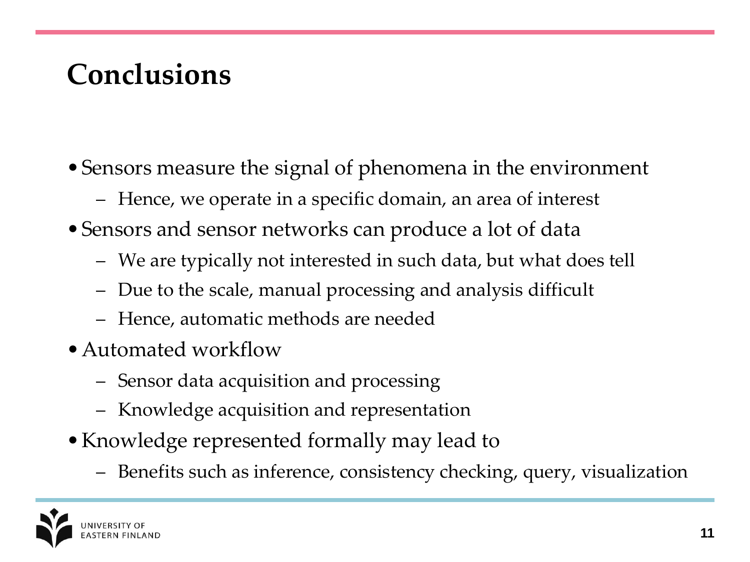# Conclusions

- Sensors measure the signal of phenomena in the environment
  - Hence, we operate in a specific domain, an area of interest
- Sensors and sensor networks can produce a lot of data
  - We are typically not interested in such data, but what does tell
  - Due to the scale, manual processing and analysis difficult
  - Hence, automatic methods are needed
- Automated workflow
  - Sensor data acquisition and processing
  - Knowledge acquisition and representation
- Knowledge represented formally may lead to
  - Benefits such as inference, consistency checking, query, visualization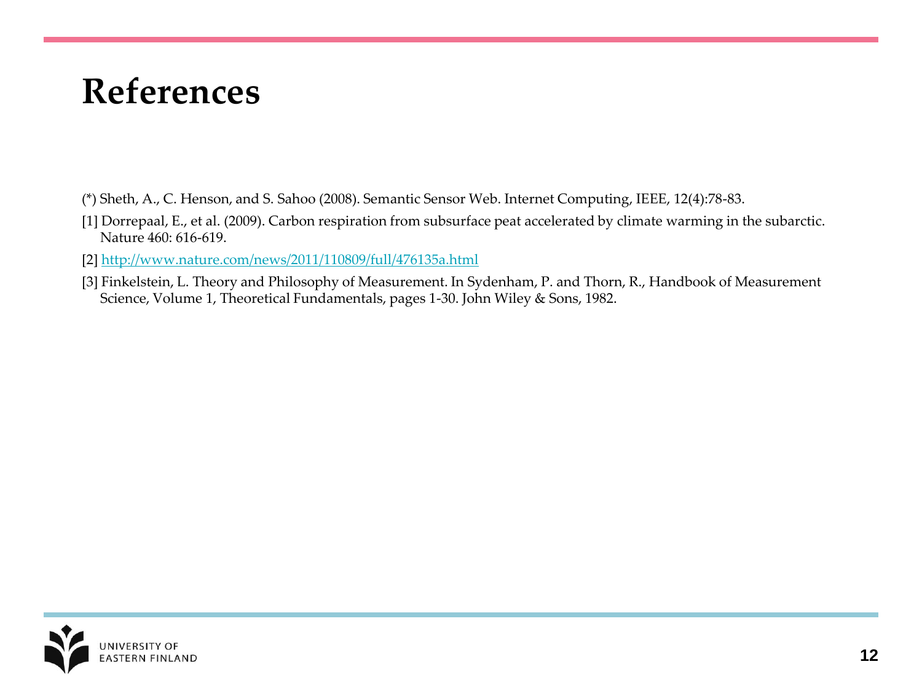# References

(*) Sheth, A., C. Henson, and S. Sahoo (2008). Semantic Sensor Web. Internet Computing, IEEE, 12(4):78-83.

[1] Dorrepaal, E., et al. (2009). Carbon respiration from subsurface peat accelerated by climate warming in the subarctic. Nature 460: 616-619.

[2] http://www.nature.com/news/2011/110809/full/476135a.html

[3] Finkelstein, L. Theory and Philosophy of Measurement. In Sydenham, P. and Thorn, R., Handbook of Measurement Science, Volume 1, Theoretical Fundamentals, pages 1-30. John Wiley & Sons, 1982.